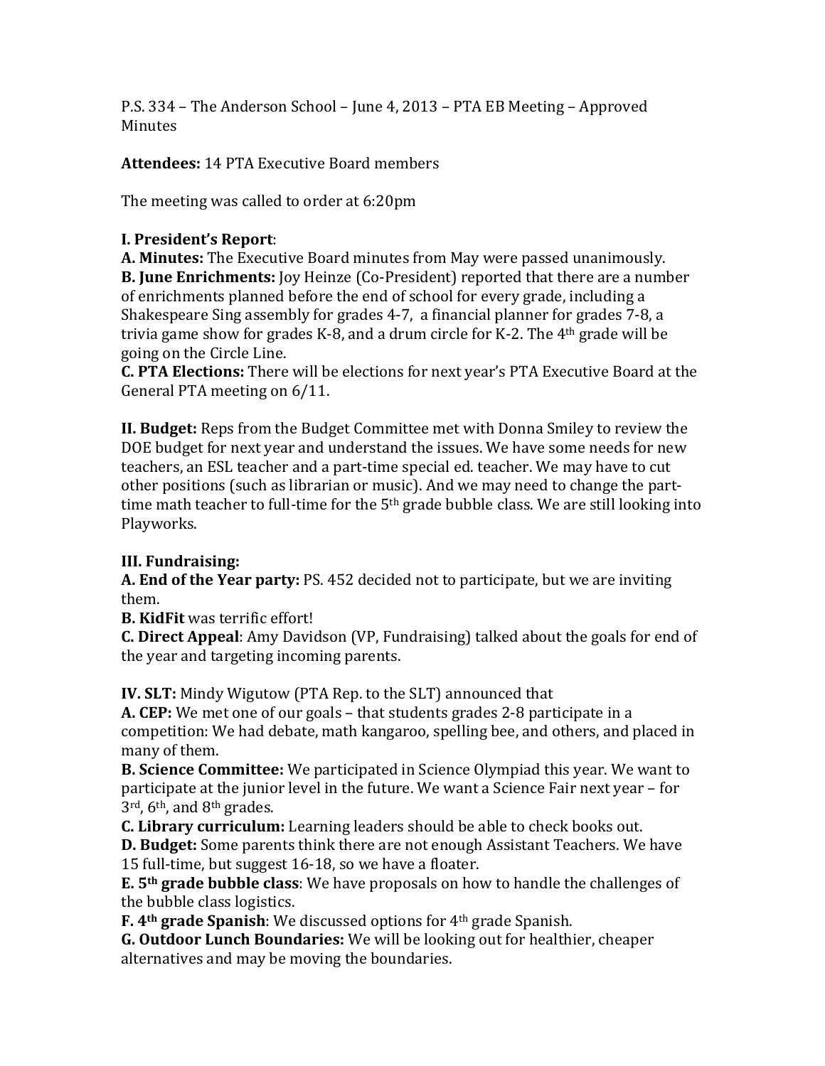P.S. 334 – The Anderson School – June 4, 2013 – PTA EB Meeting – Approved Minutes

**Attendees:** 14 PTA Executive Board members

The meeting was called to order at 6:20pm

**I. President's Report**:

**A. Minutes:** The Executive Board minutes from May were passed unanimously.

**B. June Enrichments:** Joy Heinze (Co-President) reported that there are a number of enrichments planned before the end of school for every grade, including a Shakespeare Sing assembly for grades 4-7, a financial planner for grades 7-8, a trivia game show for grades K-8, and a drum circle for K-2. The 4th grade will be going on the Circle Line.

**C. PTA Elections:** There will be elections for next year's PTA Executive Board at the General PTA meeting on 6/11.

**II. Budget:** Reps from the Budget Committee met with Donna Smiley to review the DOE budget for next year and understand the issues. We have some needs for new teachers, an ESL teacher and a part-time special ed. teacher. We may have to cut other positions (such as librarian or music). And we may need to change the part-time math teacher to full-time for the 5th grade bubble class. We are still looking into Playworks.

**III. Fundraising:**

**A. End of the Year party:** PS. 452 decided not to participate, but we are inviting them.

**B. KidFit** was terrific effort!

**C. Direct Appeal**: Amy Davidson (VP, Fundraising) talked about the goals for end of the year and targeting incoming parents.

**IV. SLT:** Mindy Wigutow (PTA Rep. to the SLT) announced that

**A. CEP:** We met one of our goals – that students grades 2-8 participate in a competition: We had debate, math kangaroo, spelling bee, and others, and placed in many of them.

**B. Science Committee:** We participated in Science Olympiad this year. We want to participate at the junior level in the future. We want a Science Fair next year – for 3rd, 6th, and 8th grades.

**C. Library curriculum:** Learning leaders should be able to check books out.

**D. Budget:** Some parents think there are not enough Assistant Teachers. We have 15 full-time, but suggest 16-18, so we have a floater.

**E. 5th grade bubble class**: We have proposals on how to handle the challenges of the bubble class logistics.

**F. 4th grade Spanish**: We discussed options for 4th grade Spanish.

**G. Outdoor Lunch Boundaries:** We will be looking out for healthier, cheaper alternatives and may be moving the boundaries.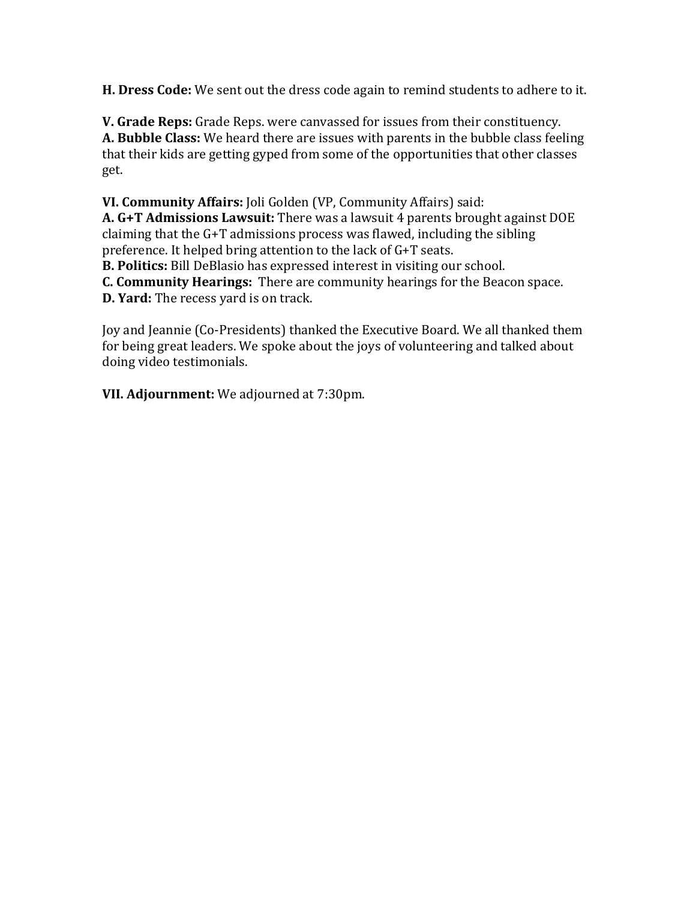**H. Dress Code:** We sent out the dress code again to remind students to adhere to it.

**V. Grade Reps:** Grade Reps. were canvassed for issues from their constituency.
**A. Bubble Class:** We heard there are issues with parents in the bubble class feeling that their kids are getting gyped from some of the opportunities that other classes get.

**VI. Community Affairs:** Joli Golden (VP, Community Affairs) said:
**A. G+T Admissions Lawsuit:** There was a lawsuit 4 parents brought against DOE claiming that the G+T admissions process was flawed, including the sibling preference. It helped bring attention to the lack of G+T seats.
**B. Politics:** Bill DeBlasio has expressed interest in visiting our school.
**C. Community Hearings:** There are community hearings for the Beacon space.
**D. Yard:** The recess yard is on track.

Joy and Jeannie (Co-Presidents) thanked the Executive Board. We all thanked them for being great leaders. We spoke about the joys of volunteering and talked about doing video testimonials.

**VII. Adjournment:** We adjourned at 7:30pm.